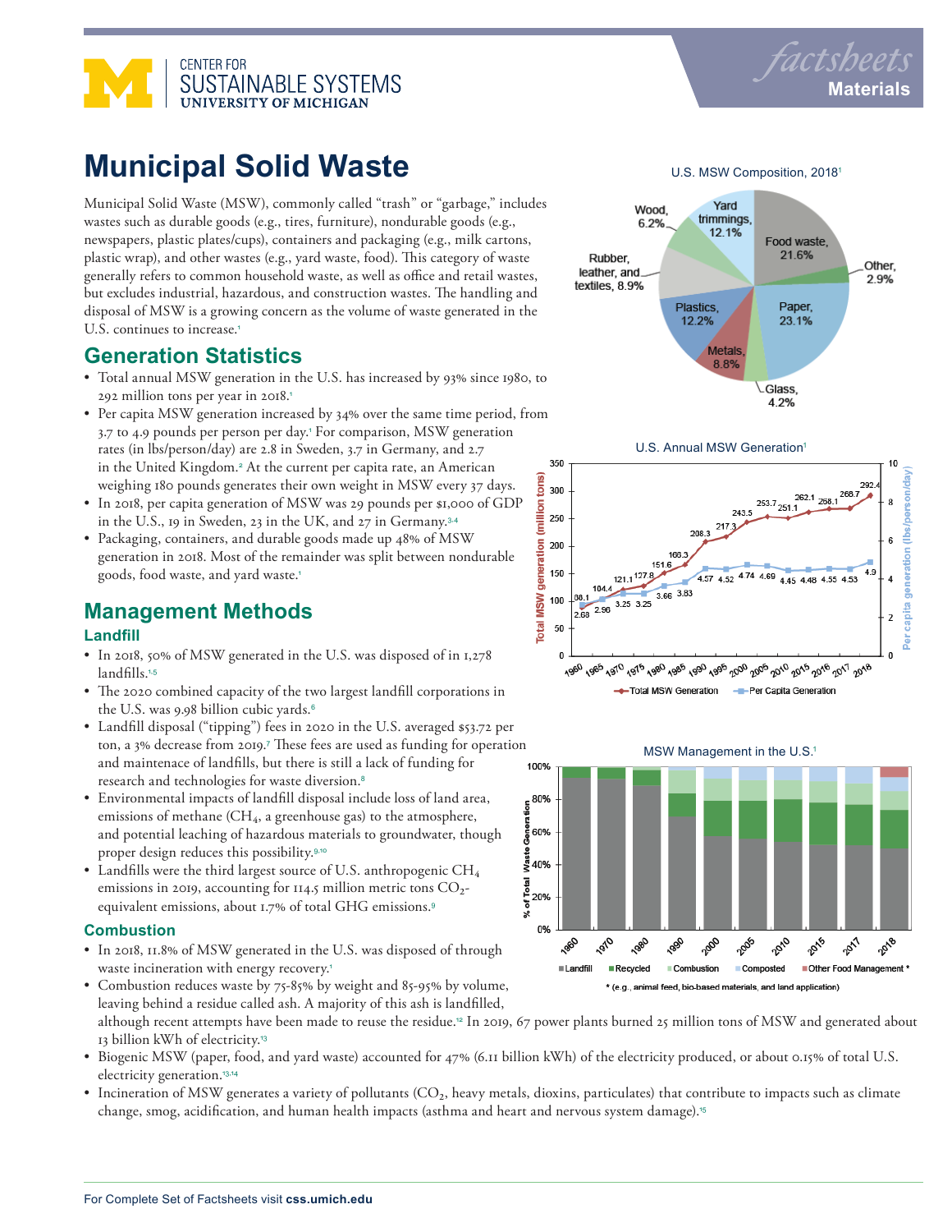# Municipal Solid Waste

Municipal Solid Waste (MSW), commonly called "trash" or "garbage," includes wastes such as durable goods (e.g., tires, furniture), nondurable goods (e.g., newspapers, plastic plates/cups), containers and packaging (e.g., milk cartons, plastic wrap), and other wastes (e.g., yard waste, food). This category of waste generally refers to common household waste, as well as office and retail wastes, but excludes industrial, hazardous, and construction wastes. The handling and disposal of MSW is a growing concern as the volume of waste generated in the U.S. continues to increase.[1]

## Generation Statistics

- Total annual MSW generation in the U.S. has increased by 93% since 1980, to 292 million tons per year in 2018.[1]
- Per capita MSW generation increased by 34% over the same time period, from 3.7 to 4.9 pounds per person per day.[1] For comparison, MSW generation rates (in lbs/person/day) are 2.8 in Sweden, 3.7 in Germany, and 2.7 in the United Kingdom.[2] At the current per capita rate, an American weighing 180 pounds generates their own weight in MSW every 37 days.
- In 2018, per capita generation of MSW was 29 pounds per $1,000 of GDP in the U.S., 19 in Sweden, 23 in the UK, and 27 in Germany.[3,4]
- Packaging, containers, and durable goods made up 48% of MSW generation in 2018. Most of the remainder was split between nondurable goods, food waste, and yard waste.[1]

## Management Methods

### Landfill

- In 2018, 50% of MSW generated in the U.S. was disposed of in 1,278 landfills.[1,5]
- The 2020 combined capacity of the two largest landfill corporations in the U.S. was 9.98 billion cubic yards.[6]
- Landfill disposal ("tipping") fees in 2020 in the U.S. averaged $53.72 per ton, a 3% decrease from 2019.[7] These fees are used as funding for operation and maintenance of landfills, but there is still a lack of funding for research and technologies for waste diversion.[8]
- Environmental impacts of landfill disposal include loss of land area, emissions of methane ($CH_4$, a greenhouse gas) to the atmosphere, and potential leaching of hazardous materials to groundwater, though proper design reduces this possibility.[9,10]
- Landfills were the third largest source of U.S. anthropogenic $CH_4$ emissions in 2019, accounting for 114.5 million metric tons $CO_2$-equivalent emissions, about 1.7% of total GHG emissions.[9]

### Combustion

- In 2018, 11.8% of MSW generated in the U.S. was disposed of through waste incineration with energy recovery.[1]
- Combustion reduces waste by 75-85% by weight and 85-95% by volume, leaving behind a residue called ash. A majority of this ash is landfilled, although recent attempts have been made to reuse the residue.[12] In 2019, 67 power plants burned 25 million tons of MSW and generated about 13 billion kWh of electricity.[13]
- Biogenic MSW (paper, food, and yard waste) accounted for 47% (6.11 billion kWh) of the electricity produced, or about 0.15% of total U.S. electricity generation.[13,14]
- Incineration of MSW generates a variety of pollutants ($CO_2$, heavy metals, dioxins, particulates) that contribute to impacts such as climate change, smog, acidification, and human health impacts (asthma and heart and nervous system damage).[15]

U.S. MSW Composition, 2018[1]

| Category | Share |
|---|---|
| Paper | 23.1% |
| Food waste | 21.6% |
| Plastics | 12.2% |
| Yard trimmings | 12.1% |
| Rubber, leather, and textiles | 8.9% |
| Metals | 8.8% |
| Wood | 6.2% |
| Glass | 4.2% |
| Other | 2.9% |

U.S. Annual MSW Generation[1]

| Year | Total MSW Generation (million tons) | Per Capita Generation (lbs/person/day) |
|---|---|---|
| 1960 | 88.1 | 2.68 |
| 1965 | 104.4 | 2.96 |
| 1970 | 121.1 | 3.25 |
| 1975 | 127.8 | 3.25 |
| 1980 | 151.6 | 3.66 |
| 1985 | 166.3 | 3.83 |
| 1990 | 208.3 | 4.57 |
| 1995 | 217.3 | 4.52 |
| 2000 | 243.5 | 4.74 |
| 2005 | 253.7 | 4.69 |
| 2010 | 251.1 | 4.45 |
| 2015 | 262.1 | 4.48 |
| 2016 | 268.1 | 4.55 |
| 2017 | 268.7 | 4.53 |
| 2018 | 292.4 | 4.9 |

MSW Management in the U.S.[1]

Categories: Landfill, Recycled, Combustion, Composted, Other Food Management * (years 1960, 1970, 1980, 1990, 2000, 2005, 2010, 2015, 2017, 2018)

* (e.g., animal feed, bio-based materials, and land application)

For Complete Set of Factsheets visit **css.umich.edu**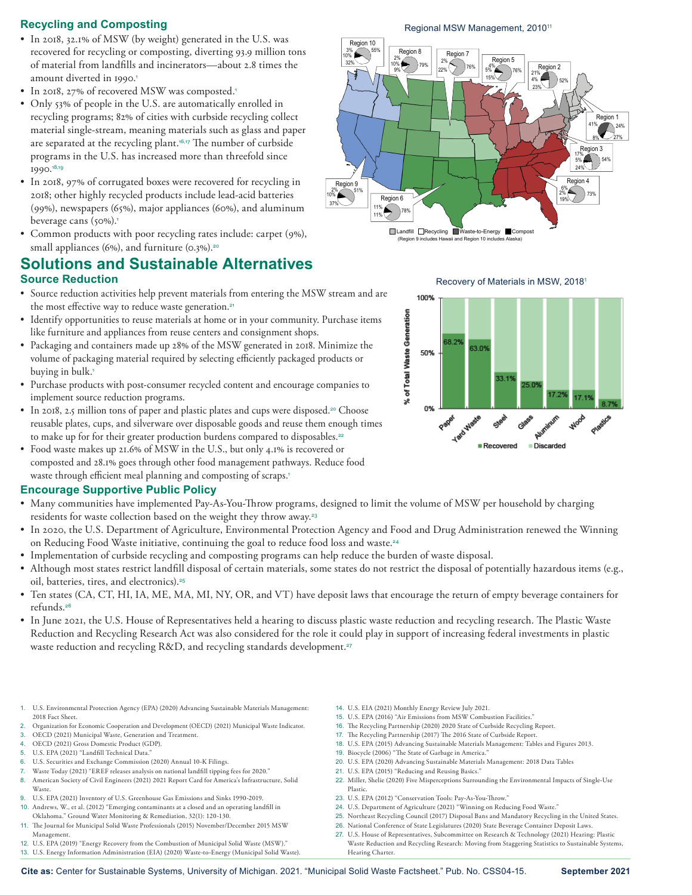## Recycling and Composting

- In 2018, 32.1% of MSW (by weight) generated in the U.S. was recovered for recycling or composting, diverting 93.9 million tons of material from landfills and incinerators—about 2.8 times the amount diverted in 1990.[1]
- In 2018, 27% of recovered MSW was composted.[1]
- Only 53% of people in the U.S. are automatically enrolled in recycling programs; 82% of cities with curbside recycling collect material single-stream, meaning materials such as glass and paper are separated at the recycling plant.[16,17] The number of curbside programs in the U.S. has increased more than threefold since 1990.[18,19]
- In 2018, 97% of corrugated boxes were recovered for recycling in 2018; other highly recycled products include lead-acid batteries (99%), newspapers (65%), major appliances (60%), and aluminum beverage cans (50%).[1]
- Common products with poor recycling rates include: carpet (9%), small appliances (6%), and furniture (0.3%).[20]

Regional MSW Management, 2010[11]

Region 10: 3%, 10%, 32%, 55%
Region 8: 2%, 10%, 9%, 79%
Region 7: 2%, 22%, 76%
Region 5: 4%, 5%, 15%, 76%
Region 2: 21%, 4%, 23%, 52%
Region 1: 41%, 8%, 24%, 27%
Region 3: 17%, 5%, 24%, 54%
Region 4: 6%, 2%, 19%, 73%
Region 6: 11%, 11%, 78%
Region 9: 2%, 10%, 37%, 51%

Landfill  Recycling  Waste-to-Energy  Compost
(Region 9 includes Hawaii and Region 10 includes Alaska)

# Solutions and Sustainable Alternatives

## Source Reduction

- Source reduction activities help prevent materials from entering the MSW stream and are the most effective way to reduce waste generation.[21]
- Identify opportunities to reuse materials at home or in your community. Purchase items like furniture and appliances from reuse centers and consignment shops.
- Packaging and containers made up 28% of the MSW generated in 2018. Minimize the volume of packaging material required by selecting efficiently packaged products or buying in bulk.[1]
- Purchase products with post-consumer recycled content and encourage companies to implement source reduction programs.
- In 2018, 2.5 million tons of paper and plastic plates and cups were disposed.[20] Choose reusable plates, cups, and silverware over disposable goods and reuse them enough times to make up for for their greater production burdens compared to disposables.[22]
- Food waste makes up 21.6% of MSW in the U.S., but only 4.1% is recovered or composted and 28.1% goes through other food management pathways. Reduce food waste through efficient meal planning and composting of scraps.[1]

Recovery of Materials in MSW, 2018[1]

% of Total Waste Generation
100%
50%
0%
Paper 68.2%
Yard Waste 63.0%
Steel 33.1%
Glass 25.0%
Aluminum 17.2%
Wood 17.1%
Plastics 8.7%
Recovered  Discarded

## Encourage Supportive Public Policy

- Many communities have implemented Pay-As-You-Throw programs, designed to limit the volume of MSW per household by charging residents for waste collection based on the weight they throw away.[23]
- In 2020, the U.S. Department of Agriculture, Environmental Protection Agency and Food and Drug Administration renewed the Winning on Reducing Food Waste initiative, continuing the goal to reduce food loss and waste.[24]
- Implementation of curbside recycling and composting programs can help reduce the burden of waste disposal.
- Although most states restrict landfill disposal of certain materials, some states do not restrict the disposal of potentially hazardous items (e.g., oil, batteries, tires, and electronics).[25]
- Ten states (CA, CT, HI, IA, ME, MA, MI, NY, OR, and VT) have deposit laws that encourage the return of empty beverage containers for refunds.[26]
- In June 2021, the U.S. House of Representatives held a hearing to discuss plastic waste reduction and recycling research. The Plastic Waste Reduction and Recycling Research Act was also considered for the role it could play in support of increasing federal investments in plastic waste reduction and recycling R&D, and recycling standards development.[27]

1. U.S. Environmental Protection Agency (EPA) (2020) Advancing Sustainable Materials Management: 2018 Fact Sheet.
2. Organization for Economic Cooperation and Development (OECD) (2021) Municipal Waste Indicator.
3. OECD (2021) Municipal Waste, Generation and Treatment.
4. OECD (2021) Gross Domestic Product (GDP).
5. U.S. EPA (2021) "Landfill Technical Data."
6. U.S. Securities and Exchange Commission (2020) Annual 10-K Filings.
7. Waste Today (2021) "EREF releases analysis on national landfill tipping fees for 2020."
8. American Society of Civil Engineers (2021) 2021 Report Card for America's Infrastructure, Solid Waste.
9. U.S. EPA (2021) Inventory of U.S. Greenhouse Gas Emissions and Sinks 1990-2019.
10. Andrews, W., et al. (2012) "Emerging contaminants at a closed and an operating landfill in Oklahoma." Ground Water Monitoring & Remediation, 32(1): 120-130.
11. The Journal for Municipal Solid Waste Professionals (2015) November/December 2015 MSW Management.
12. U.S. EPA (2019) "Energy Recovery from the Combustion of Municipal Solid Waste (MSW)."
13. U.S. Energy Information Administration (EIA) (2020) Waste-to-Energy (Municipal Solid Waste).
14. U.S. EIA (2021) Monthly Energy Review July 2021.
15. U.S. EPA (2016) "Air Emissions from MSW Combustion Facilities."
16. The Recycling Partnership (2020) 2020 State of Curbside Recycling Report.
17. The Recycling Partnership (2017) The 2016 State of Curbside Report.
18. U.S. EPA (2015) Advancing Sustainable Materials Management: Tables and Figures 2013.
19. Biocycle (2006) "The State of Garbage in America."
20. U.S. EPA (2020) Advancing Sustainable Materials Management: 2018 Data Tables
21. U.S. EPA (2015) "Reducing and Reusing Basics."
22. Miller, Shelie (2020) Five Misperceptions Surrounding the Environmental Impacts of Single-Use Plastic.
23. U.S. EPA (2012) "Conservation Tools: Pay-As-You-Throw."
24. U.S. Department of Agriculture (2021) "Winning on Reducing Food Waste."
25. Northeast Recycling Council (2017) Disposal Bans and Mandatory Recycling in the United States.
26. National Conference of State Legislatures (2020) State Beverage Container Deposit Laws.
27. U.S. House of Representatives, Subcommittee on Research & Technology (2021) Hearing: Plastic Waste Reduction and Recycling Research: Moving from Staggering Statistics to Sustainable Systems, Hearing Charter.

**Cite as:** Center for Sustainable Systems, University of Michigan. 2021. "Municipal Solid Waste Factsheet." Pub. No. CSS04-15. **September 2021**